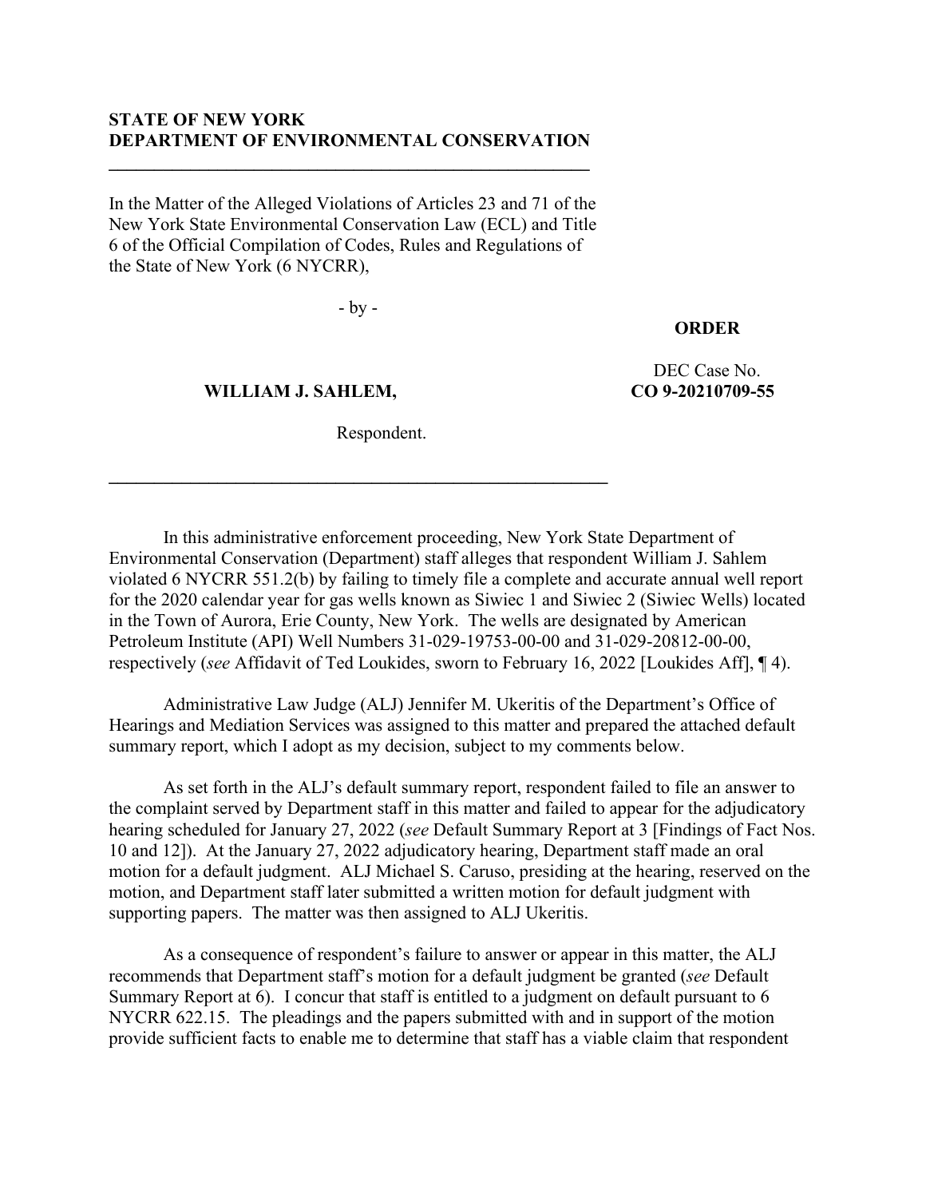**STATE OF NEW YORK**
**DEPARTMENT OF ENVIRONMENTAL CONSERVATION**

---

In the Matter of the Alleged Violations of Articles 23 and 71 of the New York State Environmental Conservation Law (ECL) and Title 6 of the Official Compilation of Codes, Rules and Regulations of the State of New York (6 NYCRR),

- by -

**WILLIAM J. SAHLEM,**

Respondent.

**ORDER**

DEC Case No.
**CO 9-20210709-55**

---

In this administrative enforcement proceeding, New York State Department of Environmental Conservation (Department) staff alleges that respondent William J. Sahlem violated 6 NYCRR 551.2(b) by failing to timely file a complete and accurate annual well report for the 2020 calendar year for gas wells known as Siwiec 1 and Siwiec 2 (Siwiec Wells) located in the Town of Aurora, Erie County, New York. The wells are designated by American Petroleum Institute (API) Well Numbers 31-029-19753-00-00 and 31-029-20812-00-00, respectively (*see* Affidavit of Ted Loukides, sworn to February 16, 2022 [Loukides Aff], ¶ 4).

Administrative Law Judge (ALJ) Jennifer M. Ukeritis of the Department's Office of Hearings and Mediation Services was assigned to this matter and prepared the attached default summary report, which I adopt as my decision, subject to my comments below.

As set forth in the ALJ's default summary report, respondent failed to file an answer to the complaint served by Department staff in this matter and failed to appear for the adjudicatory hearing scheduled for January 27, 2022 (*see* Default Summary Report at 3 [Findings of Fact Nos. 10 and 12]). At the January 27, 2022 adjudicatory hearing, Department staff made an oral motion for a default judgment. ALJ Michael S. Caruso, presiding at the hearing, reserved on the motion, and Department staff later submitted a written motion for default judgment with supporting papers. The matter was then assigned to ALJ Ukeritis.

As a consequence of respondent's failure to answer or appear in this matter, the ALJ recommends that Department staff's motion for a default judgment be granted (*see* Default Summary Report at 6). I concur that staff is entitled to a judgment on default pursuant to 6 NYCRR 622.15. The pleadings and the papers submitted with and in support of the motion provide sufficient facts to enable me to determine that staff has a viable claim that respondent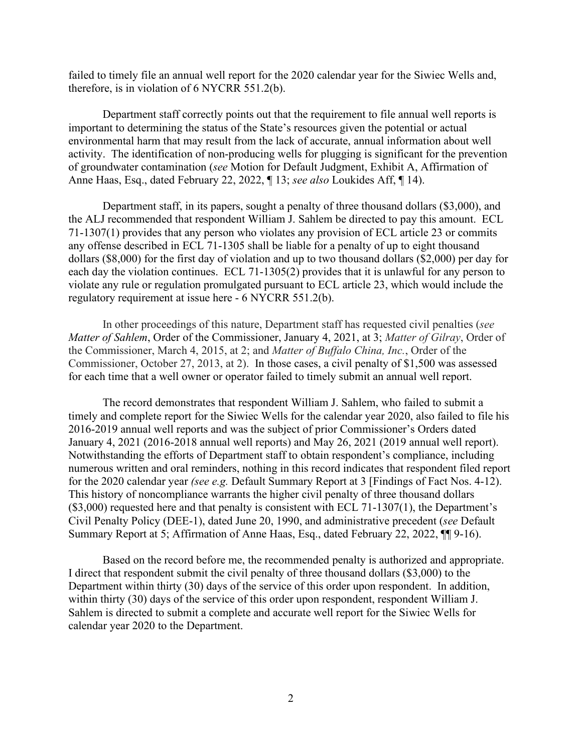failed to timely file an annual well report for the 2020 calendar year for the Siwiec Wells and, therefore, is in violation of 6 NYCRR 551.2(b).

Department staff correctly points out that the requirement to file annual well reports is important to determining the status of the State's resources given the potential or actual environmental harm that may result from the lack of accurate, annual information about well activity. The identification of non-producing wells for plugging is significant for the prevention of groundwater contamination (*see* Motion for Default Judgment, Exhibit A, Affirmation of Anne Haas, Esq., dated February 22, 2022, ¶ 13; *see also* Loukides Aff, ¶ 14).

Department staff, in its papers, sought a penalty of three thousand dollars ($3,000), and the ALJ recommended that respondent William J. Sahlem be directed to pay this amount. ECL 71-1307(1) provides that any person who violates any provision of ECL article 23 or commits any offense described in ECL 71-1305 shall be liable for a penalty of up to eight thousand dollars ($8,000) for the first day of violation and up to two thousand dollars ($2,000) per day for each day the violation continues. ECL 71-1305(2) provides that it is unlawful for any person to violate any rule or regulation promulgated pursuant to ECL article 23, which would include the regulatory requirement at issue here - 6 NYCRR 551.2(b).

In other proceedings of this nature, Department staff has requested civil penalties (*see Matter of Sahlem*, Order of the Commissioner, January 4, 2021, at 3; *Matter of Gilray*, Order of the Commissioner, March 4, 2015, at 2; and *Matter of Buffalo China, Inc.*, Order of the Commissioner, October 27, 2013, at 2). In those cases, a civil penalty of $1,500 was assessed for each time that a well owner or operator failed to timely submit an annual well report.

The record demonstrates that respondent William J. Sahlem, who failed to submit a timely and complete report for the Siwiec Wells for the calendar year 2020, also failed to file his 2016-2019 annual well reports and was the subject of prior Commissioner's Orders dated January 4, 2021 (2016-2018 annual well reports) and May 26, 2021 (2019 annual well report). Notwithstanding the efforts of Department staff to obtain respondent's compliance, including numerous written and oral reminders, nothing in this record indicates that respondent filed report for the 2020 calendar year *(see e.g.* Default Summary Report at 3 [Findings of Fact Nos. 4-12). This history of noncompliance warrants the higher civil penalty of three thousand dollars ($3,000) requested here and that penalty is consistent with ECL 71-1307(1), the Department's Civil Penalty Policy (DEE-1), dated June 20, 1990, and administrative precedent (*see* Default Summary Report at 5; Affirmation of Anne Haas, Esq., dated February 22, 2022, ¶¶ 9-16).

Based on the record before me, the recommended penalty is authorized and appropriate. I direct that respondent submit the civil penalty of three thousand dollars ($3,000) to the Department within thirty (30) days of the service of this order upon respondent. In addition, within thirty (30) days of the service of this order upon respondent, respondent William J. Sahlem is directed to submit a complete and accurate well report for the Siwiec Wells for calendar year 2020 to the Department.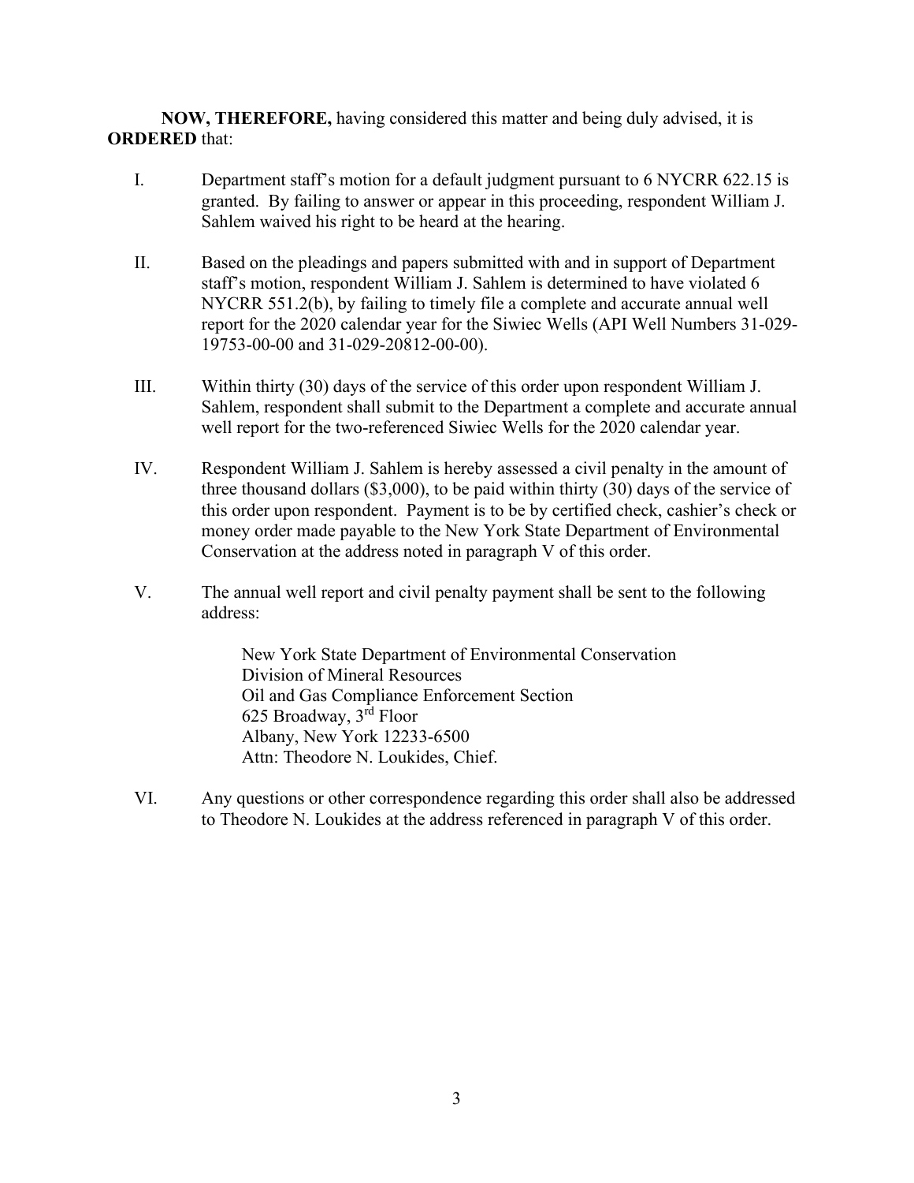**NOW, THEREFORE,** having considered this matter and being duly advised, it is **ORDERED** that:

I. Department staff's motion for a default judgment pursuant to 6 NYCRR 622.15 is granted. By failing to answer or appear in this proceeding, respondent William J. Sahlem waived his right to be heard at the hearing.

II. Based on the pleadings and papers submitted with and in support of Department staff's motion, respondent William J. Sahlem is determined to have violated 6 NYCRR 551.2(b), by failing to timely file a complete and accurate annual well report for the 2020 calendar year for the Siwiec Wells (API Well Numbers 31-029-19753-00-00 and 31-029-20812-00-00).

III. Within thirty (30) days of the service of this order upon respondent William J. Sahlem, respondent shall submit to the Department a complete and accurate annual well report for the two-referenced Siwiec Wells for the 2020 calendar year.

IV. Respondent William J. Sahlem is hereby assessed a civil penalty in the amount of three thousand dollars ($3,000), to be paid within thirty (30) days of the service of this order upon respondent. Payment is to be by certified check, cashier's check or money order made payable to the New York State Department of Environmental Conservation at the address noted in paragraph V of this order.

V. The annual well report and civil penalty payment shall be sent to the following address:

> New York State Department of Environmental Conservation
> Division of Mineral Resources
> Oil and Gas Compliance Enforcement Section
> 625 Broadway, 3rd Floor
> Albany, New York 12233-6500
> Attn: Theodore N. Loukides, Chief.

VI. Any questions or other correspondence regarding this order shall also be addressed to Theodore N. Loukides at the address referenced in paragraph V of this order.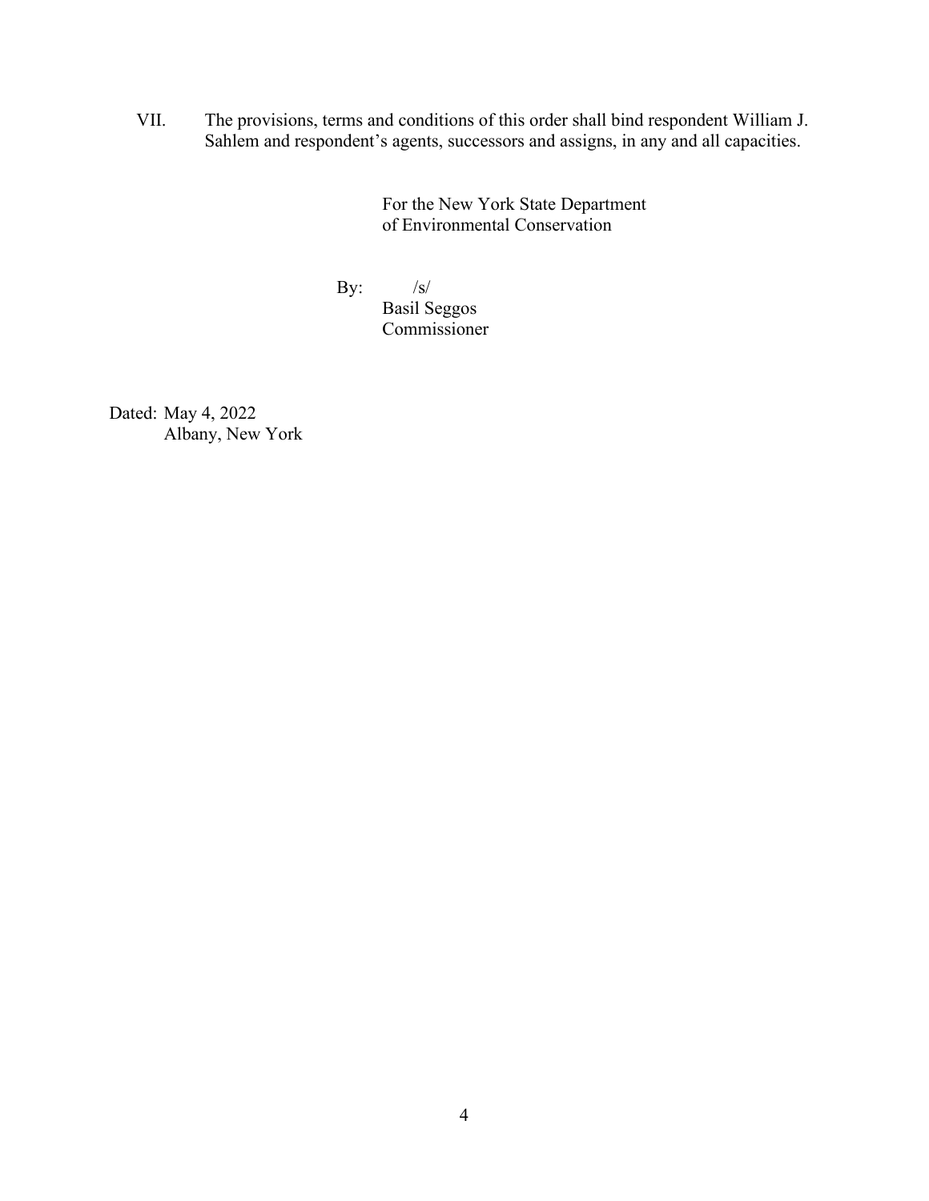VII. The provisions, terms and conditions of this order shall bind respondent William J. Sahlem and respondent's agents, successors and assigns, in any and all capacities.

For the New York State Department
of Environmental Conservation

By: /s/
Basil Seggos
Commissioner

Dated: May 4, 2022
Albany, New York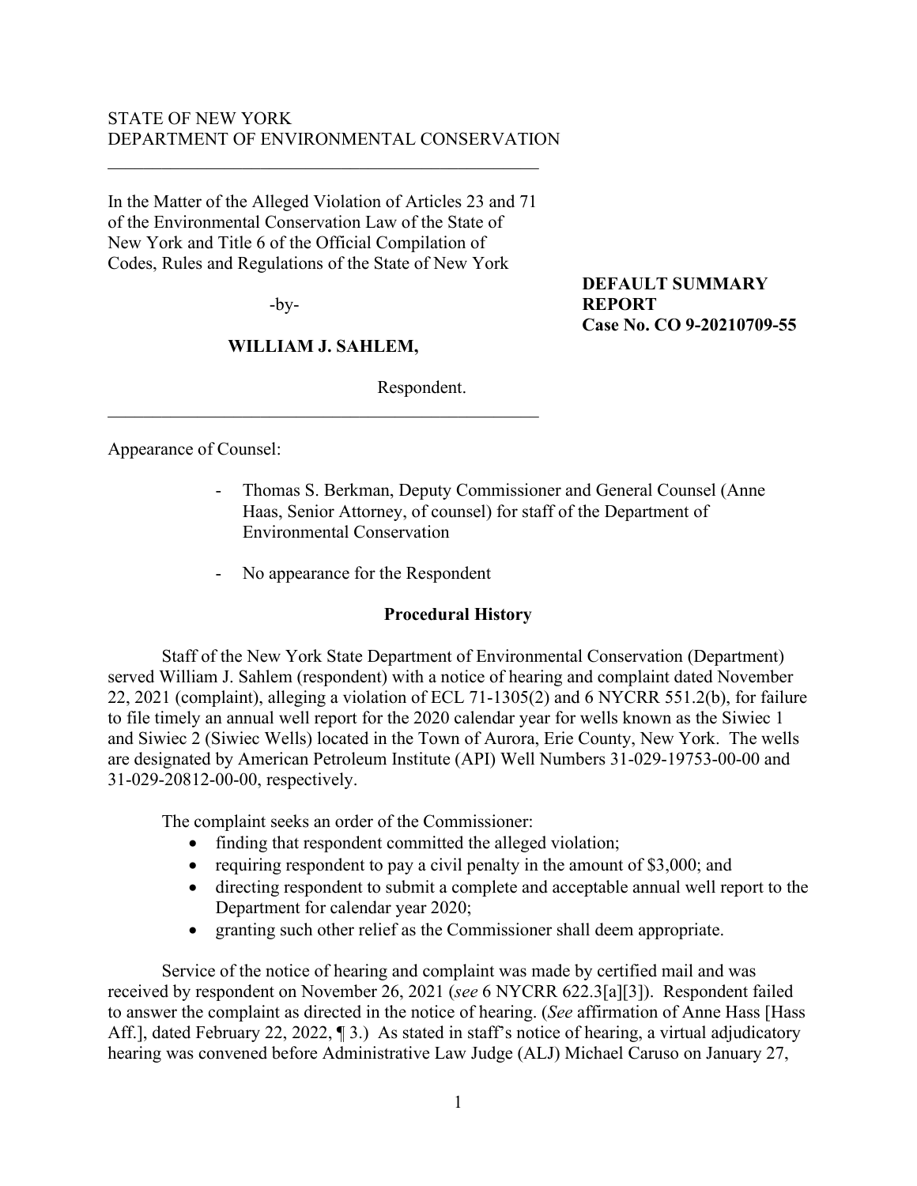STATE OF NEW YORK
DEPARTMENT OF ENVIRONMENTAL CONSERVATION

---

In the Matter of the Alleged Violation of Articles 23 and 71 of the Environmental Conservation Law of the State of New York and Title 6 of the Official Compilation of Codes, Rules and Regulations of the State of New York

-by-

**WILLIAM J. SAHLEM,**

Respondent.

---

**DEFAULT SUMMARY REPORT**
**Case No. CO 9-20210709-55**

Appearance of Counsel:

- Thomas S. Berkman, Deputy Commissioner and General Counsel (Anne Haas, Senior Attorney, of counsel) for staff of the Department of Environmental Conservation
- No appearance for the Respondent

**Procedural History**

Staff of the New York State Department of Environmental Conservation (Department) served William J. Sahlem (respondent) with a notice of hearing and complaint dated November 22, 2021 (complaint), alleging a violation of ECL 71-1305(2) and 6 NYCRR 551.2(b), for failure to file timely an annual well report for the 2020 calendar year for wells known as the Siwiec 1 and Siwiec 2 (Siwiec Wells) located in the Town of Aurora, Erie County, New York. The wells are designated by American Petroleum Institute (API) Well Numbers 31-029-19753-00-00 and 31-029-20812-00-00, respectively.

The complaint seeks an order of the Commissioner:

- finding that respondent committed the alleged violation;
- requiring respondent to pay a civil penalty in the amount of $3,000; and
- directing respondent to submit a complete and acceptable annual well report to the Department for calendar year 2020;
- granting such other relief as the Commissioner shall deem appropriate.

Service of the notice of hearing and complaint was made by certified mail and was received by respondent on November 26, 2021 (*see* 6 NYCRR 622.3[a][3]). Respondent failed to answer the complaint as directed in the notice of hearing. (*See* affirmation of Anne Hass [Hass Aff.], dated February 22, 2022, ¶ 3.) As stated in staff's notice of hearing, a virtual adjudicatory hearing was convened before Administrative Law Judge (ALJ) Michael Caruso on January 27,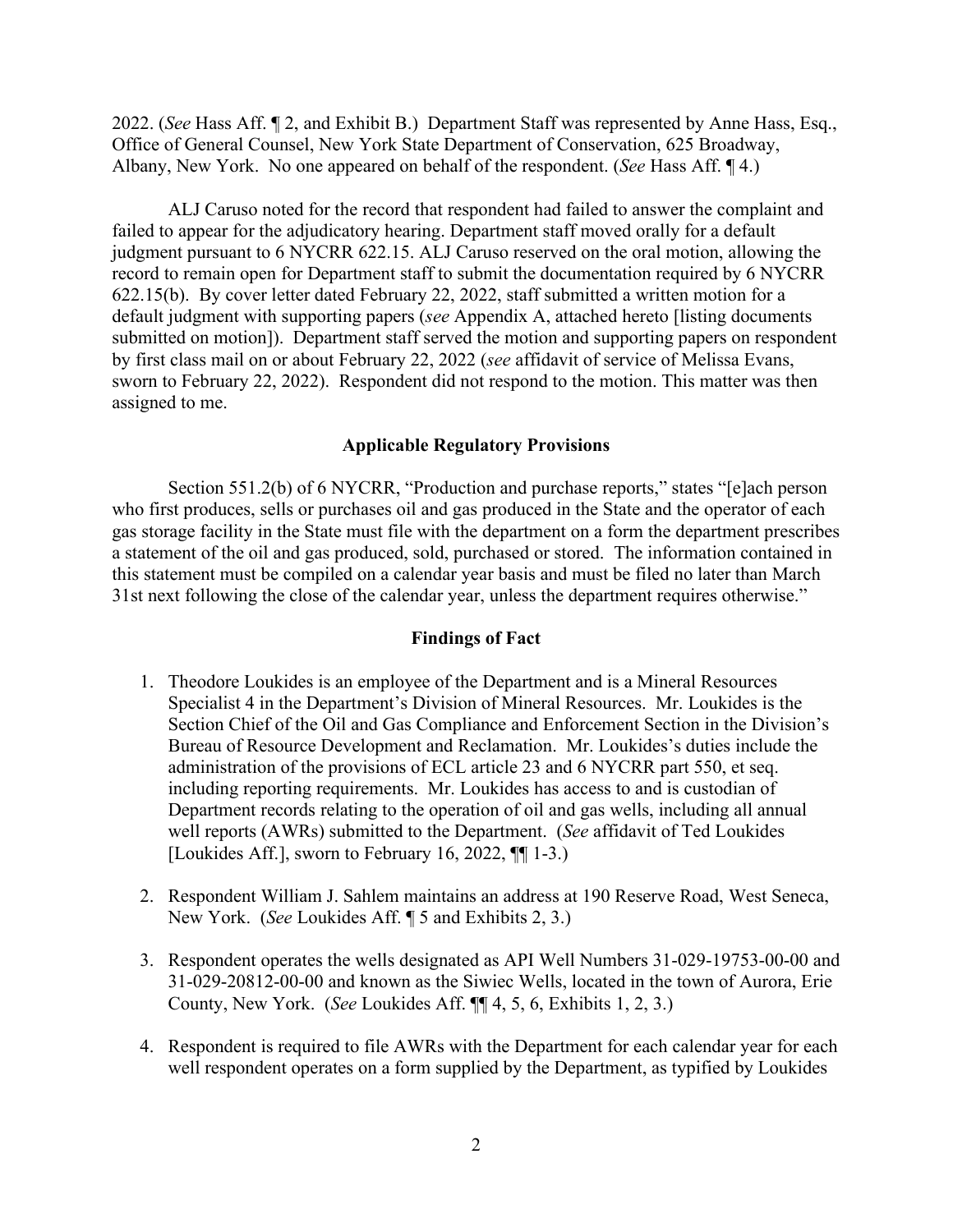2022. (*See* Hass Aff. ¶ 2, and Exhibit B.) Department Staff was represented by Anne Hass, Esq., Office of General Counsel, New York State Department of Conservation, 625 Broadway, Albany, New York. No one appeared on behalf of the respondent. (*See* Hass Aff. ¶ 4.)

ALJ Caruso noted for the record that respondent had failed to answer the complaint and failed to appear for the adjudicatory hearing. Department staff moved orally for a default judgment pursuant to 6 NYCRR 622.15. ALJ Caruso reserved on the oral motion, allowing the record to remain open for Department staff to submit the documentation required by 6 NYCRR 622.15(b). By cover letter dated February 22, 2022, staff submitted a written motion for a default judgment with supporting papers (*see* Appendix A, attached hereto [listing documents submitted on motion]). Department staff served the motion and supporting papers on respondent by first class mail on or about February 22, 2022 (*see* affidavit of service of Melissa Evans, sworn to February 22, 2022). Respondent did not respond to the motion. This matter was then assigned to me.

## Applicable Regulatory Provisions

Section 551.2(b) of 6 NYCRR, "Production and purchase reports," states "[e]ach person who first produces, sells or purchases oil and gas produced in the State and the operator of each gas storage facility in the State must file with the department on a form the department prescribes a statement of the oil and gas produced, sold, purchased or stored. The information contained in this statement must be compiled on a calendar year basis and must be filed no later than March 31st next following the close of the calendar year, unless the department requires otherwise."

## Findings of Fact

1. Theodore Loukides is an employee of the Department and is a Mineral Resources Specialist 4 in the Department's Division of Mineral Resources. Mr. Loukides is the Section Chief of the Oil and Gas Compliance and Enforcement Section in the Division's Bureau of Resource Development and Reclamation. Mr. Loukides's duties include the administration of the provisions of ECL article 23 and 6 NYCRR part 550, et seq. including reporting requirements. Mr. Loukides has access to and is custodian of Department records relating to the operation of oil and gas wells, including all annual well reports (AWRs) submitted to the Department. (*See* affidavit of Ted Loukides [Loukides Aff.], sworn to February 16, 2022, ¶¶ 1-3.)

2. Respondent William J. Sahlem maintains an address at 190 Reserve Road, West Seneca, New York. (*See* Loukides Aff. ¶ 5 and Exhibits 2, 3.)

3. Respondent operates the wells designated as API Well Numbers 31-029-19753-00-00 and 31-029-20812-00-00 and known as the Siwiec Wells, located in the town of Aurora, Erie County, New York. (*See* Loukides Aff. ¶¶ 4, 5, 6, Exhibits 1, 2, 3.)

4. Respondent is required to file AWRs with the Department for each calendar year for each well respondent operates on a form supplied by the Department, as typified by Loukides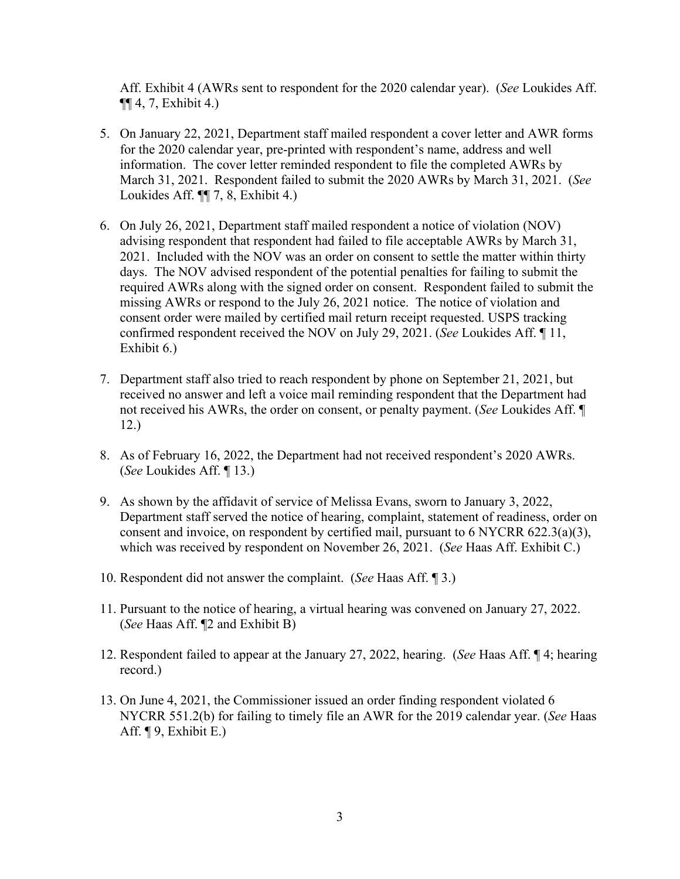Aff. Exhibit 4 (AWRs sent to respondent for the 2020 calendar year). (*See* Loukides Aff. ¶¶ 4, 7, Exhibit 4.)

5. On January 22, 2021, Department staff mailed respondent a cover letter and AWR forms for the 2020 calendar year, pre-printed with respondent's name, address and well information. The cover letter reminded respondent to file the completed AWRs by March 31, 2021. Respondent failed to submit the 2020 AWRs by March 31, 2021. (*See* Loukides Aff. ¶¶ 7, 8, Exhibit 4.)

6. On July 26, 2021, Department staff mailed respondent a notice of violation (NOV) advising respondent that respondent had failed to file acceptable AWRs by March 31, 2021. Included with the NOV was an order on consent to settle the matter within thirty days. The NOV advised respondent of the potential penalties for failing to submit the required AWRs along with the signed order on consent. Respondent failed to submit the missing AWRs or respond to the July 26, 2021 notice. The notice of violation and consent order were mailed by certified mail return receipt requested. USPS tracking confirmed respondent received the NOV on July 29, 2021. (*See* Loukides Aff. ¶ 11, Exhibit 6.)

7. Department staff also tried to reach respondent by phone on September 21, 2021, but received no answer and left a voice mail reminding respondent that the Department had not received his AWRs, the order on consent, or penalty payment. (*See* Loukides Aff. ¶ 12.)

8. As of February 16, 2022, the Department had not received respondent's 2020 AWRs. (*See* Loukides Aff. ¶ 13.)

9. As shown by the affidavit of service of Melissa Evans, sworn to January 3, 2022, Department staff served the notice of hearing, complaint, statement of readiness, order on consent and invoice, on respondent by certified mail, pursuant to 6 NYCRR 622.3(a)(3), which was received by respondent on November 26, 2021. (*See* Haas Aff. Exhibit C.)

10. Respondent did not answer the complaint. (*See* Haas Aff. ¶ 3.)

11. Pursuant to the notice of hearing, a virtual hearing was convened on January 27, 2022. (*See* Haas Aff. ¶2 and Exhibit B)

12. Respondent failed to appear at the January 27, 2022, hearing. (*See* Haas Aff. ¶ 4; hearing record.)

13. On June 4, 2021, the Commissioner issued an order finding respondent violated 6 NYCRR 551.2(b) for failing to timely file an AWR for the 2019 calendar year. (*See* Haas Aff. ¶ 9, Exhibit E.)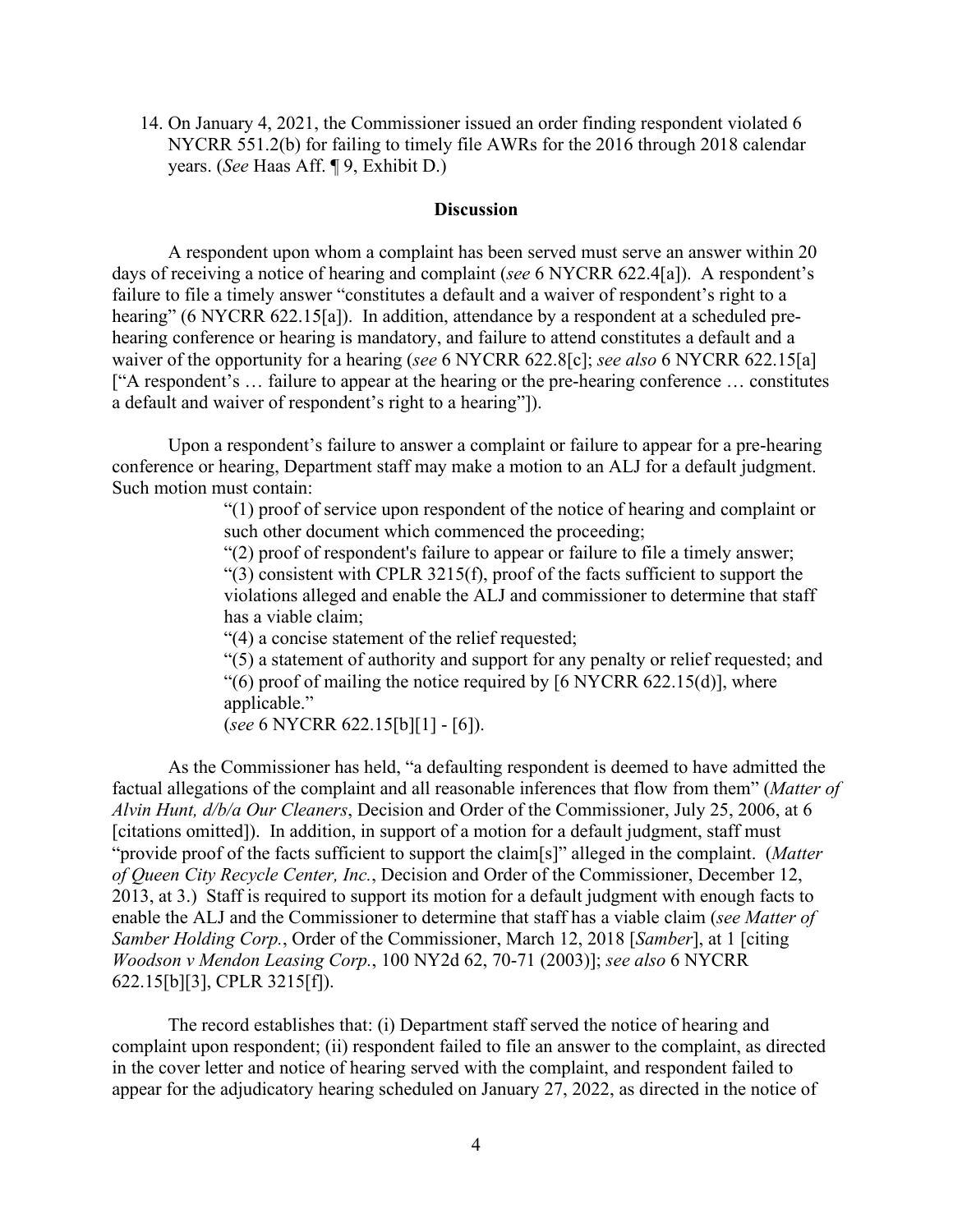14. On January 4, 2021, the Commissioner issued an order finding respondent violated 6 NYCRR 551.2(b) for failing to timely file AWRs for the 2016 through 2018 calendar years. (*See* Haas Aff. ¶ 9, Exhibit D.)

## Discussion

A respondent upon whom a complaint has been served must serve an answer within 20 days of receiving a notice of hearing and complaint (*see* 6 NYCRR 622.4[a]). A respondent's failure to file a timely answer "constitutes a default and a waiver of respondent's right to a hearing" (6 NYCRR 622.15[a]). In addition, attendance by a respondent at a scheduled pre-hearing conference or hearing is mandatory, and failure to attend constitutes a default and a waiver of the opportunity for a hearing (*see* 6 NYCRR 622.8[c]; *see also* 6 NYCRR 622.15[a] ["A respondent's … failure to appear at the hearing or the pre-hearing conference … constitutes a default and waiver of respondent's right to a hearing"]).

Upon a respondent's failure to answer a complaint or failure to appear for a pre-hearing conference or hearing, Department staff may make a motion to an ALJ for a default judgment. Such motion must contain:

> "(1) proof of service upon respondent of the notice of hearing and complaint or such other document which commenced the proceeding;
>
> "(2) proof of respondent's failure to appear or failure to file a timely answer;
>
> "(3) consistent with CPLR 3215(f), proof of the facts sufficient to support the violations alleged and enable the ALJ and commissioner to determine that staff has a viable claim;
>
> "(4) a concise statement of the relief requested;
>
> "(5) a statement of authority and support for any penalty or relief requested; and
>
> "(6) proof of mailing the notice required by [6 NYCRR 622.15(d)], where applicable."
>
> (*see* 6 NYCRR 622.15[b][1] - [6]).

As the Commissioner has held, "a defaulting respondent is deemed to have admitted the factual allegations of the complaint and all reasonable inferences that flow from them" (*Matter of Alvin Hunt, d/b/a Our Cleaners*, Decision and Order of the Commissioner, July 25, 2006, at 6 [citations omitted]). In addition, in support of a motion for a default judgment, staff must "provide proof of the facts sufficient to support the claim[s]" alleged in the complaint. (*Matter of Queen City Recycle Center, Inc.*, Decision and Order of the Commissioner, December 12, 2013, at 3.) Staff is required to support its motion for a default judgment with enough facts to enable the ALJ and the Commissioner to determine that staff has a viable claim (*see Matter of Samber Holding Corp.*, Order of the Commissioner, March 12, 2018 [*Samber*], at 1 [citing *Woodson v Mendon Leasing Corp.*, 100 NY2d 62, 70-71 (2003)]; *see also* 6 NYCRR 622.15[b][3], CPLR 3215[f]).

The record establishes that: (i) Department staff served the notice of hearing and complaint upon respondent; (ii) respondent failed to file an answer to the complaint, as directed in the cover letter and notice of hearing served with the complaint, and respondent failed to appear for the adjudicatory hearing scheduled on January 27, 2022, as directed in the notice of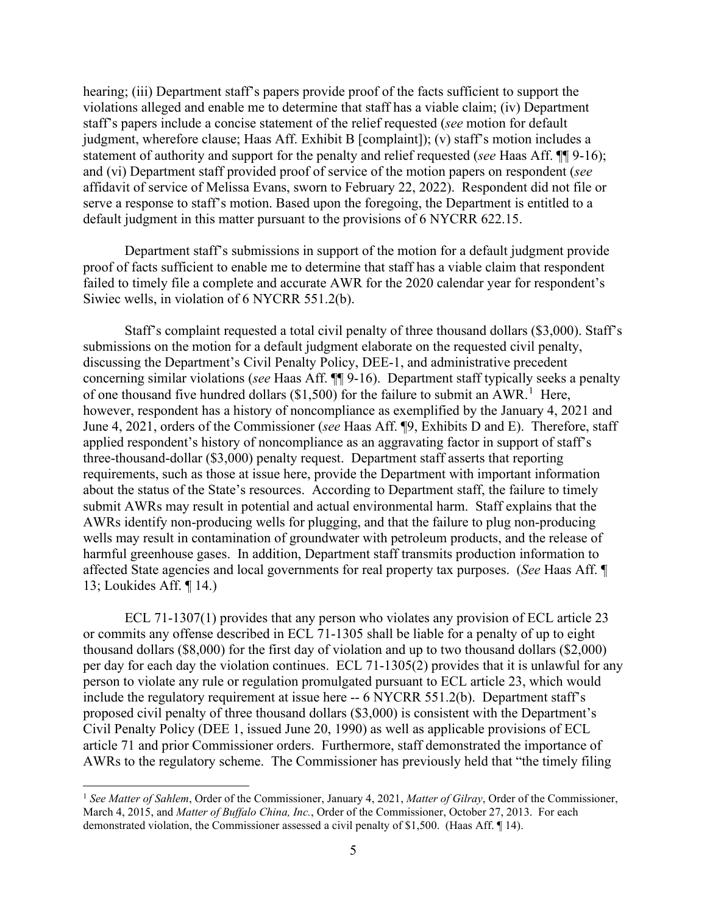hearing; (iii) Department staff's papers provide proof of the facts sufficient to support the violations alleged and enable me to determine that staff has a viable claim; (iv) Department staff's papers include a concise statement of the relief requested (*see* motion for default judgment, wherefore clause; Haas Aff. Exhibit B [complaint]); (v) staff's motion includes a statement of authority and support for the penalty and relief requested (*see* Haas Aff. ¶¶ 9-16); and (vi) Department staff provided proof of service of the motion papers on respondent (*see* affidavit of service of Melissa Evans, sworn to February 22, 2022). Respondent did not file or serve a response to staff's motion. Based upon the foregoing, the Department is entitled to a default judgment in this matter pursuant to the provisions of 6 NYCRR 622.15.

Department staff's submissions in support of the motion for a default judgment provide proof of facts sufficient to enable me to determine that staff has a viable claim that respondent failed to timely file a complete and accurate AWR for the 2020 calendar year for respondent's Siwiec wells, in violation of 6 NYCRR 551.2(b).

Staff's complaint requested a total civil penalty of three thousand dollars ($3,000). Staff's submissions on the motion for a default judgment elaborate on the requested civil penalty, discussing the Department's Civil Penalty Policy, DEE-1, and administrative precedent concerning similar violations (*see* Haas Aff. ¶¶ 9-16). Department staff typically seeks a penalty of one thousand five hundred dollars ($1,500) for the failure to submit an AWR.[1] Here, however, respondent has a history of noncompliance as exemplified by the January 4, 2021 and June 4, 2021, orders of the Commissioner (*see* Haas Aff. ¶9, Exhibits D and E). Therefore, staff applied respondent's history of noncompliance as an aggravating factor in support of staff's three-thousand-dollar ($3,000) penalty request. Department staff asserts that reporting requirements, such as those at issue here, provide the Department with important information about the status of the State's resources. According to Department staff, the failure to timely submit AWRs may result in potential and actual environmental harm. Staff explains that the AWRs identify non-producing wells for plugging, and that the failure to plug non-producing wells may result in contamination of groundwater with petroleum products, and the release of harmful greenhouse gases. In addition, Department staff transmits production information to affected State agencies and local governments for real property tax purposes. (*See* Haas Aff. ¶ 13; Loukides Aff. ¶ 14.)

ECL 71-1307(1) provides that any person who violates any provision of ECL article 23 or commits any offense described in ECL 71-1305 shall be liable for a penalty of up to eight thousand dollars ($8,000) for the first day of violation and up to two thousand dollars ($2,000) per day for each day the violation continues. ECL 71-1305(2) provides that it is unlawful for any person to violate any rule or regulation promulgated pursuant to ECL article 23, which would include the regulatory requirement at issue here -- 6 NYCRR 551.2(b). Department staff's proposed civil penalty of three thousand dollars ($3,000) is consistent with the Department's Civil Penalty Policy (DEE 1, issued June 20, 1990) as well as applicable provisions of ECL article 71 and prior Commissioner orders. Furthermore, staff demonstrated the importance of AWRs to the regulatory scheme. The Commissioner has previously held that "the timely filing

---

[1] *See Matter of Sahlem*, Order of the Commissioner, January 4, 2021, *Matter of Gilray*, Order of the Commissioner, March 4, 2015, and *Matter of Buffalo China, Inc.*, Order of the Commissioner, October 27, 2013. For each demonstrated violation, the Commissioner assessed a civil penalty of $1,500. (Haas Aff. ¶ 14).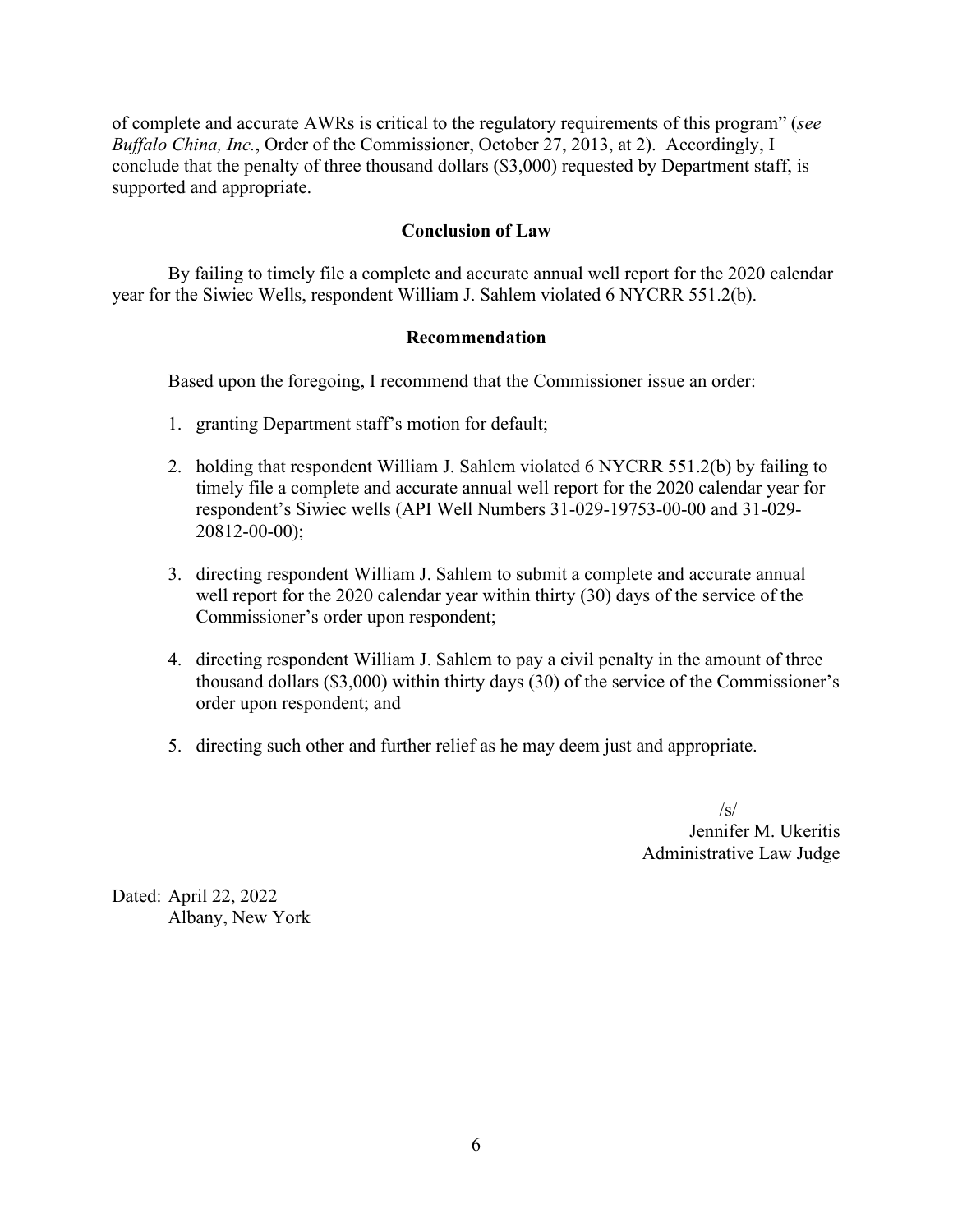of complete and accurate AWRs is critical to the regulatory requirements of this program" (*see Buffalo China, Inc.*, Order of the Commissioner, October 27, 2013, at 2). Accordingly, I conclude that the penalty of three thousand dollars ($3,000) requested by Department staff, is supported and appropriate.

## Conclusion of Law

By failing to timely file a complete and accurate annual well report for the 2020 calendar year for the Siwiec Wells, respondent William J. Sahlem violated 6 NYCRR 551.2(b).

## Recommendation

Based upon the foregoing, I recommend that the Commissioner issue an order:

1. granting Department staff's motion for default;
2. holding that respondent William J. Sahlem violated 6 NYCRR 551.2(b) by failing to timely file a complete and accurate annual well report for the 2020 calendar year for respondent's Siwiec wells (API Well Numbers 31-029-19753-00-00 and 31-029-20812-00-00);
3. directing respondent William J. Sahlem to submit a complete and accurate annual well report for the 2020 calendar year within thirty (30) days of the service of the Commissioner's order upon respondent;
4. directing respondent William J. Sahlem to pay a civil penalty in the amount of three thousand dollars ($3,000) within thirty days (30) of the service of the Commissioner's order upon respondent; and
5. directing such other and further relief as he may deem just and appropriate.

/s/
Jennifer M. Ukeritis
Administrative Law Judge

Dated: April 22, 2022
Albany, New York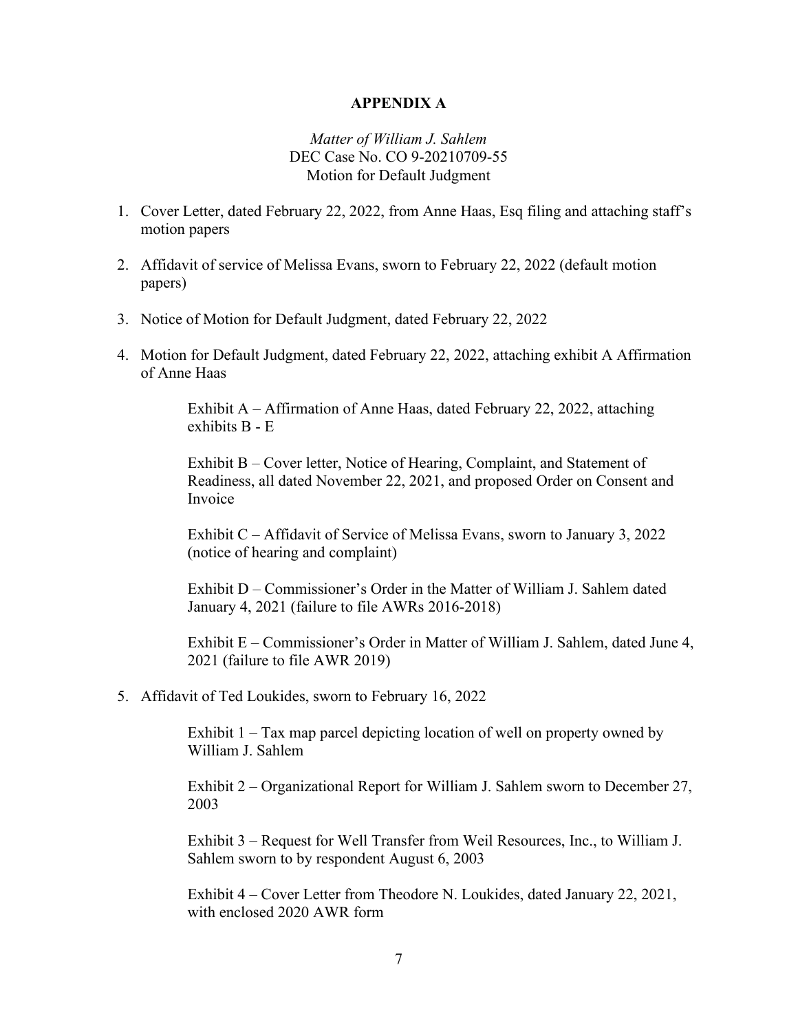**APPENDIX A**

*Matter of William J. Sahlem*
DEC Case No. CO 9-20210709-55
Motion for Default Judgment

1. Cover Letter, dated February 22, 2022, from Anne Haas, Esq filing and attaching staff's motion papers

2. Affidavit of service of Melissa Evans, sworn to February 22, 2022 (default motion papers)

3. Notice of Motion for Default Judgment, dated February 22, 2022

4. Motion for Default Judgment, dated February 22, 2022, attaching exhibit A Affirmation of Anne Haas

   Exhibit A – Affirmation of Anne Haas, dated February 22, 2022, attaching exhibits B - E

   Exhibit B – Cover letter, Notice of Hearing, Complaint, and Statement of Readiness, all dated November 22, 2021, and proposed Order on Consent and Invoice

   Exhibit C – Affidavit of Service of Melissa Evans, sworn to January 3, 2022 (notice of hearing and complaint)

   Exhibit D – Commissioner's Order in the Matter of William J. Sahlem dated January 4, 2021 (failure to file AWRs 2016-2018)

   Exhibit E – Commissioner's Order in Matter of William J. Sahlem, dated June 4, 2021 (failure to file AWR 2019)

5. Affidavit of Ted Loukides, sworn to February 16, 2022

   Exhibit 1 – Tax map parcel depicting location of well on property owned by William J. Sahlem

   Exhibit 2 – Organizational Report for William J. Sahlem sworn to December 27, 2003

   Exhibit 3 – Request for Well Transfer from Weil Resources, Inc., to William J. Sahlem sworn to by respondent August 6, 2003

   Exhibit 4 – Cover Letter from Theodore N. Loukides, dated January 22, 2021, with enclosed 2020 AWR form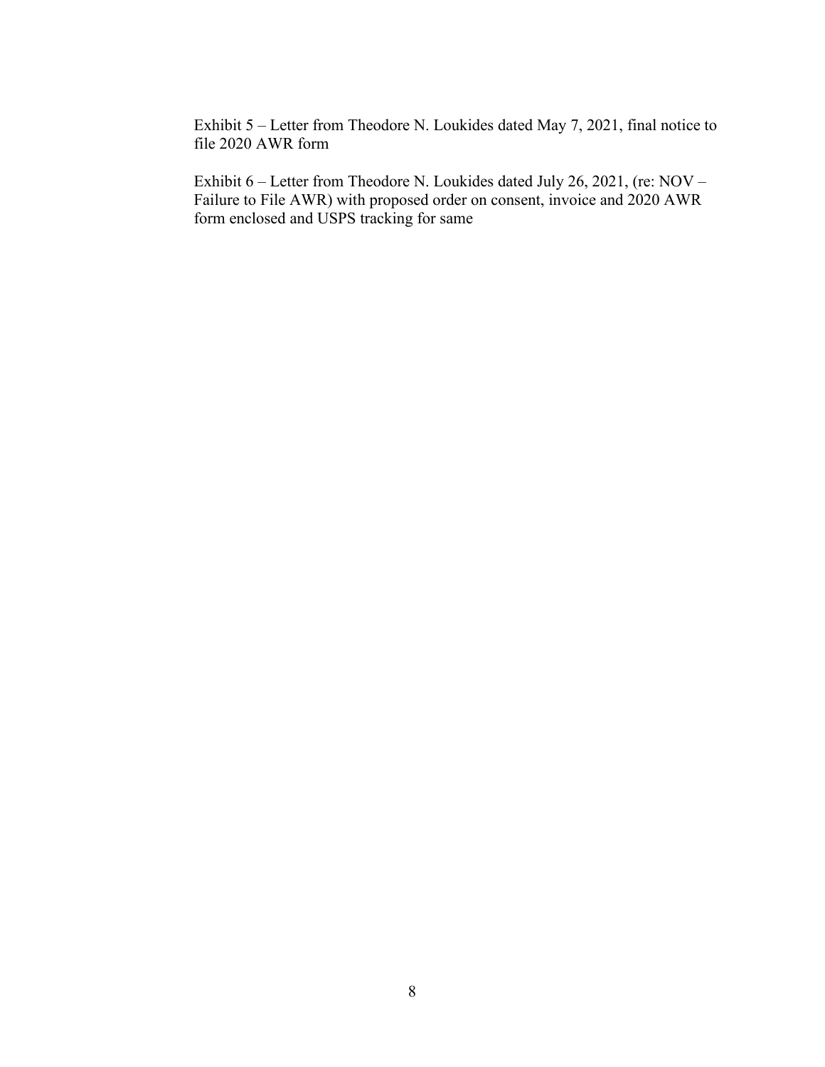Exhibit 5 – Letter from Theodore N. Loukides dated May 7, 2021, final notice to file 2020 AWR form

Exhibit 6 – Letter from Theodore N. Loukides dated July 26, 2021, (re: NOV – Failure to File AWR) with proposed order on consent, invoice and 2020 AWR form enclosed and USPS tracking for same